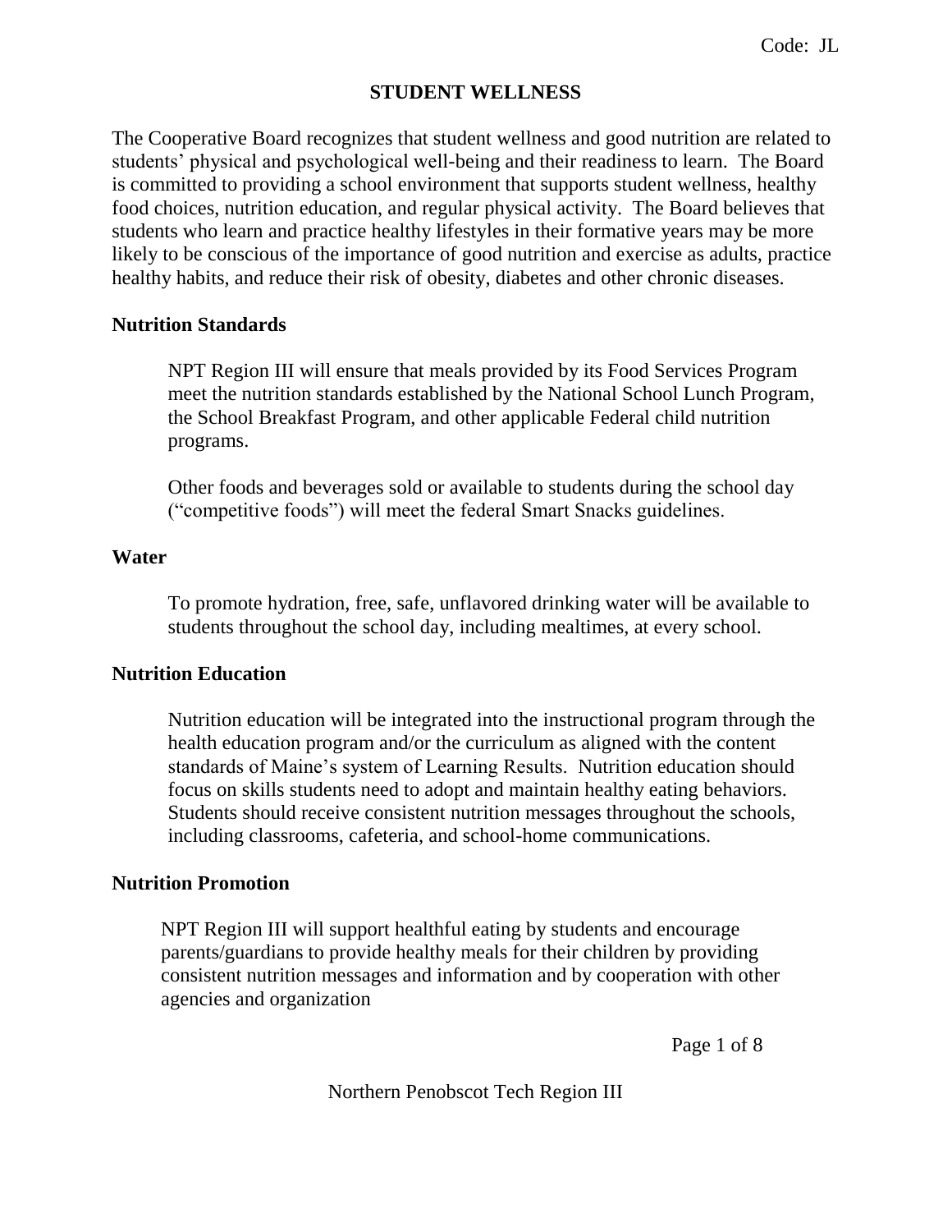Code: JL

# STUDENT WELLNESS

The Cooperative Board recognizes that student wellness and good nutrition are related to students' physical and psychological well-being and their readiness to learn. The Board is committed to providing a school environment that supports student wellness, healthy food choices, nutrition education, and regular physical activity. The Board believes that students who learn and practice healthy lifestyles in their formative years may be more likely to be conscious of the importance of good nutrition and exercise as adults, practice healthy habits, and reduce their risk of obesity, diabetes and other chronic diseases.

## Nutrition Standards

NPT Region III will ensure that meals provided by its Food Services Program meet the nutrition standards established by the National School Lunch Program, the School Breakfast Program, and other applicable Federal child nutrition programs.

Other foods and beverages sold or available to students during the school day ("competitive foods") will meet the federal Smart Snacks guidelines.

## Water

To promote hydration, free, safe, unflavored drinking water will be available to students throughout the school day, including mealtimes, at every school.

## Nutrition Education

Nutrition education will be integrated into the instructional program through the health education program and/or the curriculum as aligned with the content standards of Maine's system of Learning Results. Nutrition education should focus on skills students need to adopt and maintain healthy eating behaviors. Students should receive consistent nutrition messages throughout the schools, including classrooms, cafeteria, and school-home communications.

## Nutrition Promotion

NPT Region III will support healthful eating by students and encourage parents/guardians to provide healthy meals for their children by providing consistent nutrition messages and information and by cooperation with other agencies and organization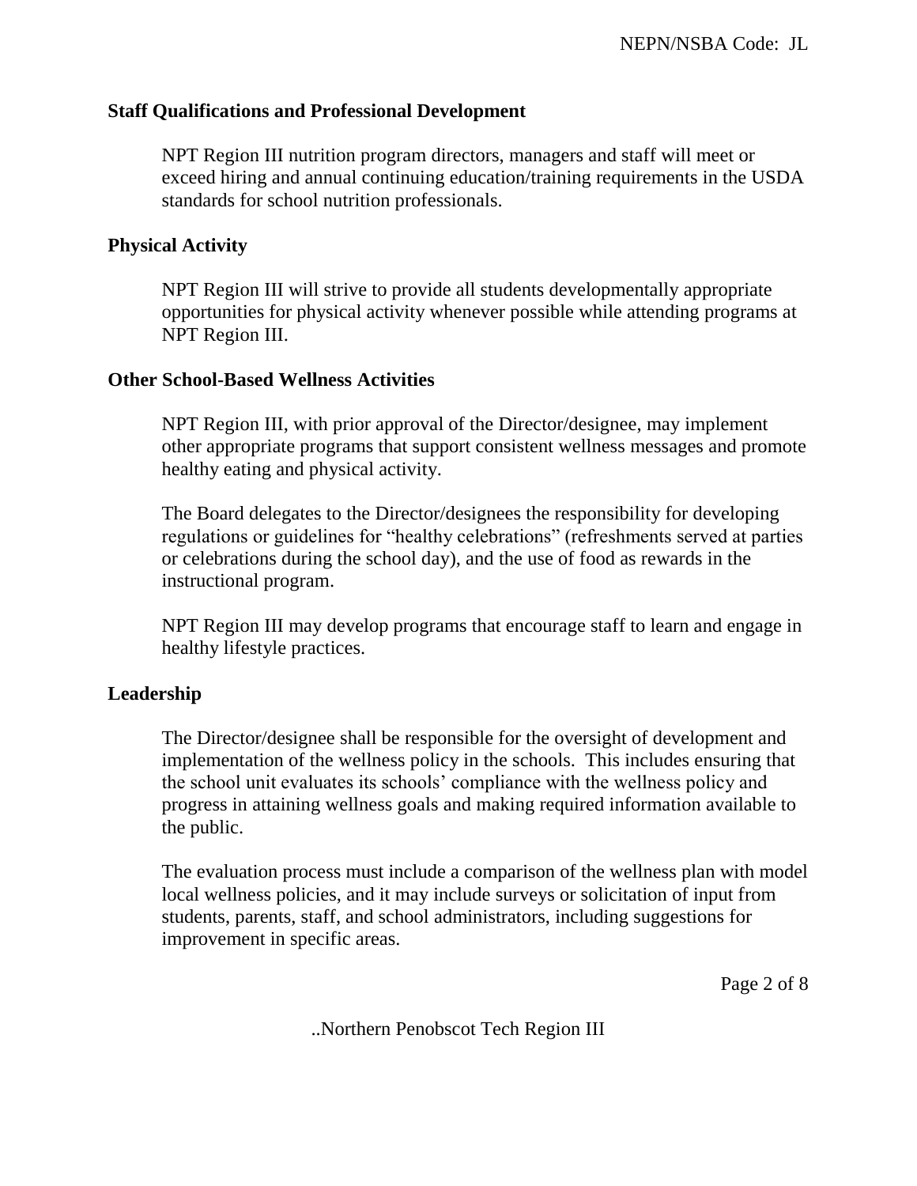## Staff Qualifications and Professional Development

NPT Region III nutrition program directors, managers and staff will meet or exceed hiring and annual continuing education/training requirements in the USDA standards for school nutrition professionals.

## Physical Activity

NPT Region III will strive to provide all students developmentally appropriate opportunities for physical activity whenever possible while attending programs at NPT Region III.

## Other School-Based Wellness Activities

NPT Region III, with prior approval of the Director/designee, may implement other appropriate programs that support consistent wellness messages and promote healthy eating and physical activity.

The Board delegates to the Director/designees the responsibility for developing regulations or guidelines for "healthy celebrations" (refreshments served at parties or celebrations during the school day), and the use of food as rewards in the instructional program.

NPT Region III may develop programs that encourage staff to learn and engage in healthy lifestyle practices.

## Leadership

The Director/designee shall be responsible for the oversight of development and implementation of the wellness policy in the schools. This includes ensuring that the school unit evaluates its schools' compliance with the wellness policy and progress in attaining wellness goals and making required information available to the public.

The evaluation process must include a comparison of the wellness plan with model local wellness policies, and it may include surveys or solicitation of input from students, parents, staff, and school administrators, including suggestions for improvement in specific areas.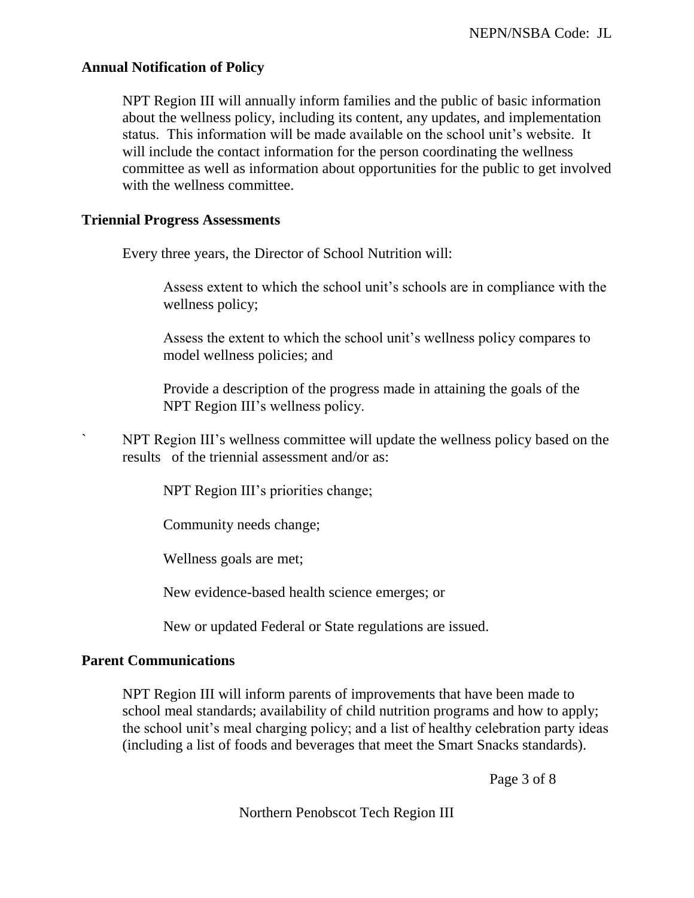## Annual Notification of Policy

NPT Region III will annually inform families and the public of basic information about the wellness policy, including its content, any updates, and implementation status. This information will be made available on the school unit's website. It will include the contact information for the person coordinating the wellness committee as well as information about opportunities for the public to get involved with the wellness committee.

## Triennial Progress Assessments

Every three years, the Director of School Nutrition will:

Assess extent to which the school unit's schools are in compliance with the wellness policy;

Assess the extent to which the school unit's wellness policy compares to model wellness policies; and

Provide a description of the progress made in attaining the goals of the NPT Region III's wellness policy.

` NPT Region III's wellness committee will update the wellness policy based on the results of the triennial assessment and/or as:

NPT Region III's priorities change;

Community needs change;

Wellness goals are met;

New evidence-based health science emerges; or

New or updated Federal or State regulations are issued.

## Parent Communications

NPT Region III will inform parents of improvements that have been made to school meal standards; availability of child nutrition programs and how to apply; the school unit's meal charging policy; and a list of healthy celebration party ideas (including a list of foods and beverages that meet the Smart Snacks standards).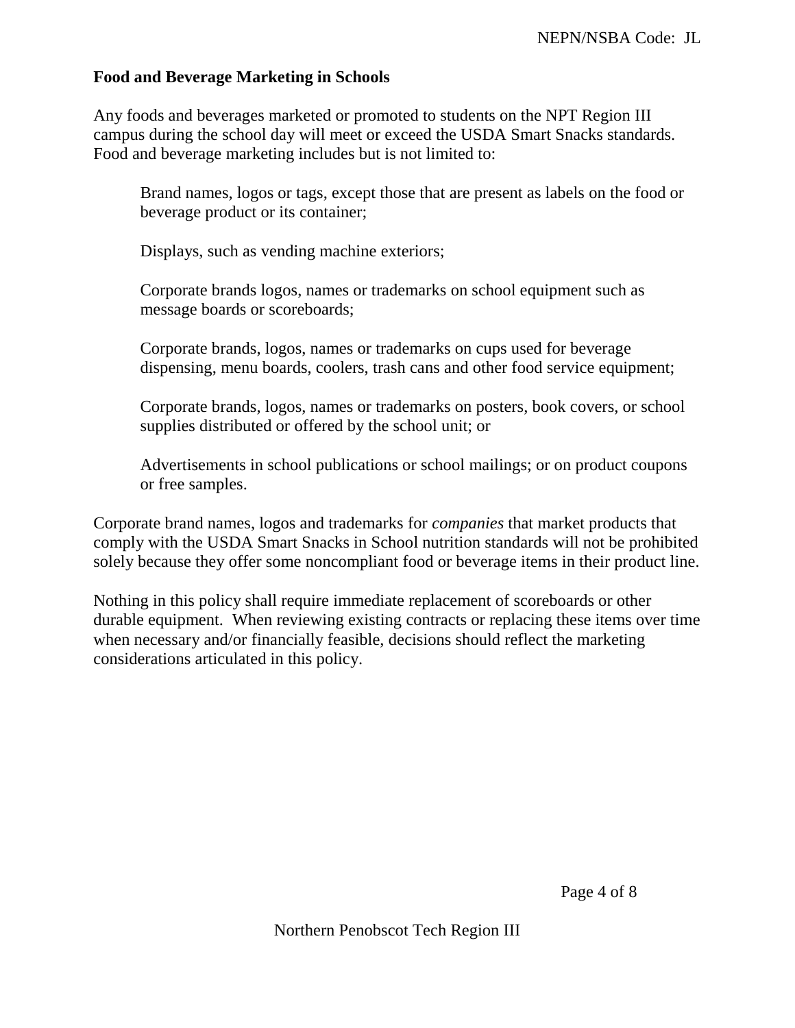## Food and Beverage Marketing in Schools

Any foods and beverages marketed or promoted to students on the NPT Region III campus during the school day will meet or exceed the USDA Smart Snacks standards. Food and beverage marketing includes but is not limited to:

> Brand names, logos or tags, except those that are present as labels on the food or beverage product or its container;
>
> Displays, such as vending machine exteriors;
>
> Corporate brands logos, names or trademarks on school equipment such as message boards or scoreboards;
>
> Corporate brands, logos, names or trademarks on cups used for beverage dispensing, menu boards, coolers, trash cans and other food service equipment;
>
> Corporate brands, logos, names or trademarks on posters, book covers, or school supplies distributed or offered by the school unit; or
>
> Advertisements in school publications or school mailings; or on product coupons or free samples.

Corporate brand names, logos and trademarks for *companies* that market products that comply with the USDA Smart Snacks in School nutrition standards will not be prohibited solely because they offer some noncompliant food or beverage items in their product line.

Nothing in this policy shall require immediate replacement of scoreboards or other durable equipment. When reviewing existing contracts or replacing these items over time when necessary and/or financially feasible, decisions should reflect the marketing considerations articulated in this policy.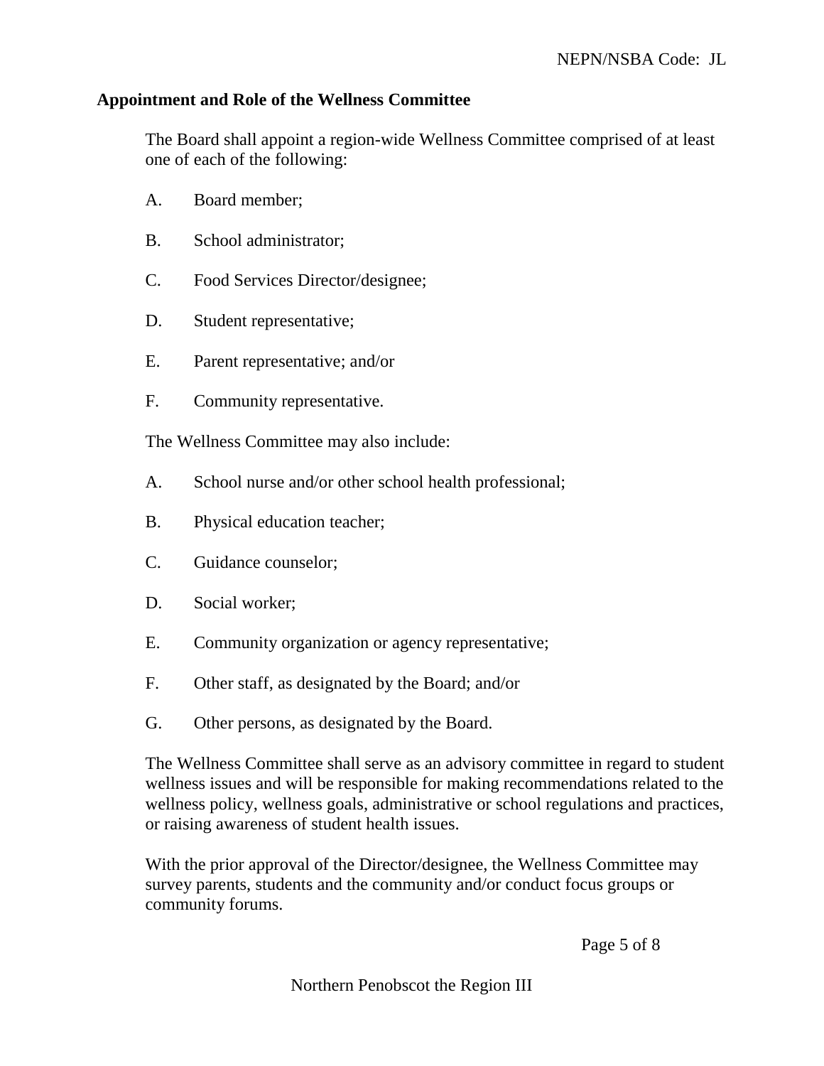**Appointment and Role of the Wellness Committee**

The Board shall appoint a region-wide Wellness Committee comprised of at least one of each of the following:

A. Board member;

B. School administrator;

C. Food Services Director/designee;

D. Student representative;

E. Parent representative; and/or

F. Community representative.

The Wellness Committee may also include:

A. School nurse and/or other school health professional;

B. Physical education teacher;

C. Guidance counselor;

D. Social worker;

E. Community organization or agency representative;

F. Other staff, as designated by the Board; and/or

G. Other persons, as designated by the Board.

The Wellness Committee shall serve as an advisory committee in regard to student wellness issues and will be responsible for making recommendations related to the wellness policy, wellness goals, administrative or school regulations and practices, or raising awareness of student health issues.

With the prior approval of the Director/designee, the Wellness Committee may survey parents, students and the community and/or conduct focus groups or community forums.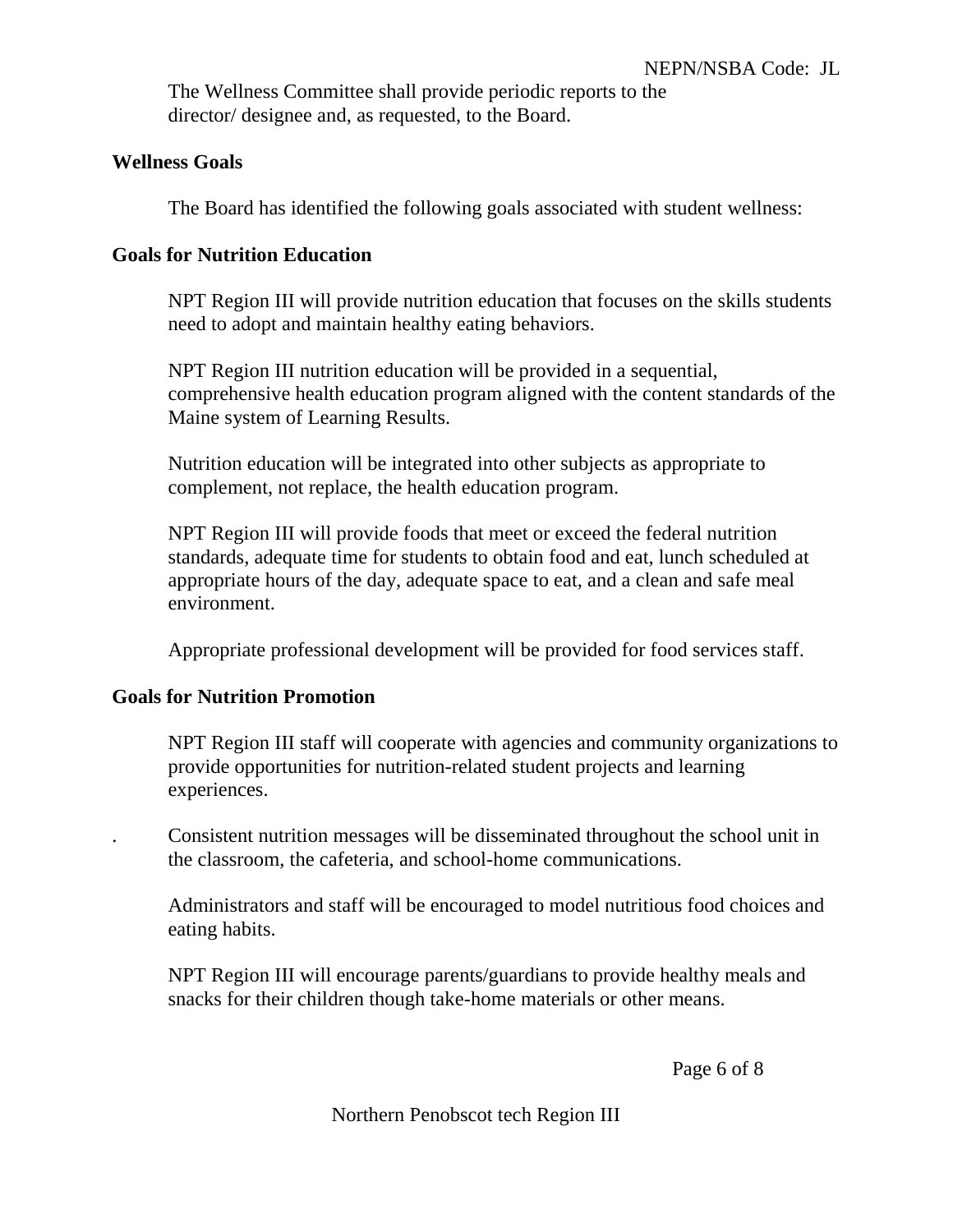The Wellness Committee shall provide periodic reports to the director/ designee and, as requested, to the Board.

**Wellness Goals**

The Board has identified the following goals associated with student wellness:

**Goals for Nutrition Education**

NPT Region III will provide nutrition education that focuses on the skills students need to adopt and maintain healthy eating behaviors.

NPT Region III nutrition education will be provided in a sequential, comprehensive health education program aligned with the content standards of the Maine system of Learning Results.

Nutrition education will be integrated into other subjects as appropriate to complement, not replace, the health education program.

NPT Region III will provide foods that meet or exceed the federal nutrition standards, adequate time for students to obtain food and eat, lunch scheduled at appropriate hours of the day, adequate space to eat, and a clean and safe meal environment.

Appropriate professional development will be provided for food services staff.

**Goals for Nutrition Promotion**

NPT Region III staff will cooperate with agencies and community organizations to provide opportunities for nutrition-related student projects and learning experiences.

. Consistent nutrition messages will be disseminated throughout the school unit in the classroom, the cafeteria, and school-home communications.

Administrators and staff will be encouraged to model nutritious food choices and eating habits.

NPT Region III will encourage parents/guardians to provide healthy meals and snacks for their children though take-home materials or other means.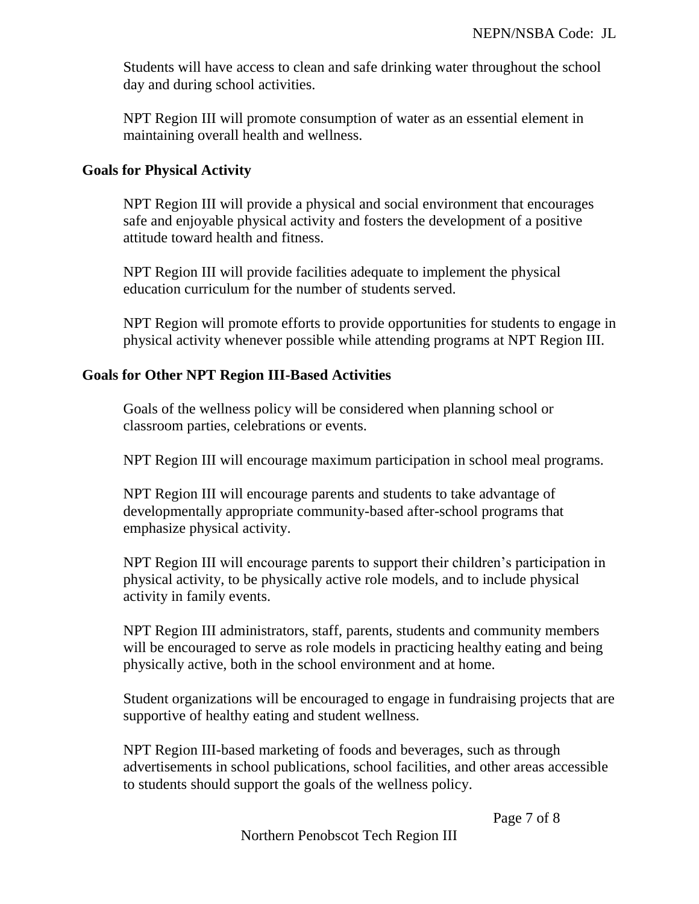Students will have access to clean and safe drinking water throughout the school day and during school activities.

NPT Region III will promote consumption of water as an essential element in maintaining overall health and wellness.

**Goals for Physical Activity**

NPT Region III will provide a physical and social environment that encourages safe and enjoyable physical activity and fosters the development of a positive attitude toward health and fitness.

NPT Region III will provide facilities adequate to implement the physical education curriculum for the number of students served.

NPT Region will promote efforts to provide opportunities for students to engage in physical activity whenever possible while attending programs at NPT Region III.

**Goals for Other NPT Region III-Based Activities**

Goals of the wellness policy will be considered when planning school or classroom parties, celebrations or events.

NPT Region III will encourage maximum participation in school meal programs.

NPT Region III will encourage parents and students to take advantage of developmentally appropriate community-based after-school programs that emphasize physical activity.

NPT Region III will encourage parents to support their children's participation in physical activity, to be physically active role models, and to include physical activity in family events.

NPT Region III administrators, staff, parents, students and community members will be encouraged to serve as role models in practicing healthy eating and being physically active, both in the school environment and at home.

Student organizations will be encouraged to engage in fundraising projects that are supportive of healthy eating and student wellness.

NPT Region III-based marketing of foods and beverages, such as through advertisements in school publications, school facilities, and other areas accessible to students should support the goals of the wellness policy.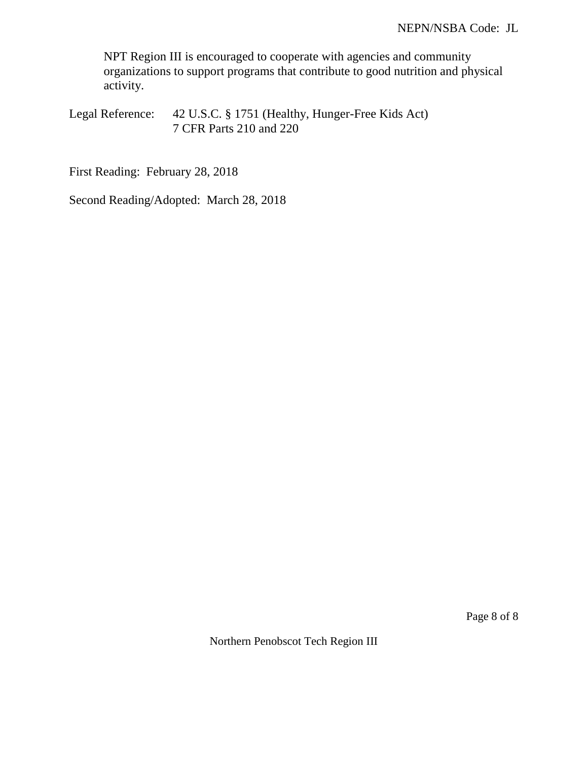NPT Region III is encouraged to cooperate with agencies and community organizations to support programs that contribute to good nutrition and physical activity.

Legal Reference: 42 U.S.C. § 1751 (Healthy, Hunger-Free Kids Act)
7 CFR Parts 210 and 220

First Reading: February 28, 2018

Second Reading/Adopted: March 28, 2018